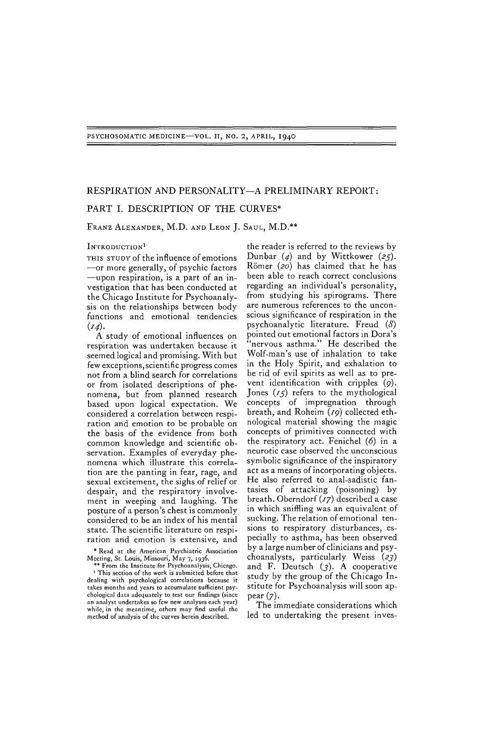# RESPIRATION AND PERSONALITY—A PRELIMINARY REPORT:

## PART I. DESCRIPTION OF THE CURVES*

FRANZ ALEXANDER, M.D. AND LEON J. SAUL, M.D.**

### INTRODUCTION[1]

THIS STUDY of the influence of emotions—or more generally, of psychic factors—upon respiration, is a part of an investigation that has been conducted at the Chicago Institute for Psychoanalysis on the relationships between body functions and emotional tendencies (*14*).

A study of emotional influences on respiration was undertaken because it seemed logical and promising. With but few exceptions, scientific progress comes not from a blind search for correlations or from isolated descriptions of phenomena, but from planned research based upon logical expectation. We considered a correlation between respiration and emotion to be probable on the basis of the evidence from both common knowledge and scientific observation. Examples of everyday phenomena which illustrate this correlation are the panting in fear, rage, and sexual excitement, the sighs of relief or despair, and the respiratory involvement in weeping and laughing. The posture of a person's chest is commonly considered to be an index of his mental state. The scientific literature on respiration and emotion is extensive, and the reader is referred to the reviews by Dunbar (*4*) and by Wittkower (*25*). Römer (*20*) has claimed that he has been able to reach correct conclusions regarding an individual's personality, from studying his spirograms. There are numerous references to the unconscious significance of respiration in the psychoanalytic literature. Freud (*8*) pointed out emotional factors in Dora's "nervous asthma." He described the Wolf-man's use of inhalation to take in the Holy Spirit, and exhalation to be rid of evil spirits as well as to prevent identification with cripples (*9*). Jones (*15*) refers to the mythological concepts of impregnation through breath, and Roheim (*19*) collected ethnological material showing the magic concepts of primitives connected with the respiratory act. Fenichel (*6*) in a neurotic case observed the unconscious symbolic significance of the inspiratory act as a means of incorporating objects. He also referred to anal-sadistic fantasies of attacking (poisoning) by breath. Oberndorf (*17*) described a case in which sniffling was an equivalent of sucking. The relation of emotional tensions to respiratory disturbances, especially to asthma, has been observed by a large number of clinicians and psychoanalysts, particularly Weiss (*23*) and F. Deutsch (*3*). A cooperative study by the group of the Chicago Institute for Psychoanalysis will soon appear (*7*).

The immediate considerations which led to undertaking the present inves-

---

* Read at the American Psychiatric Association Meeting, St. Louis, Missouri, May 7, 1936.

** From the Institute for Psychoanalysis, Chicago.

[1] This section of the work is submitted before that dealing with psychological correlations because it takes months and years to accumulate sufficient psychological data adequately to test our findings (since an analyst undertakes so few new analyses each year) while, in the meantime, others may find useful the method of analysis of the curves herein described.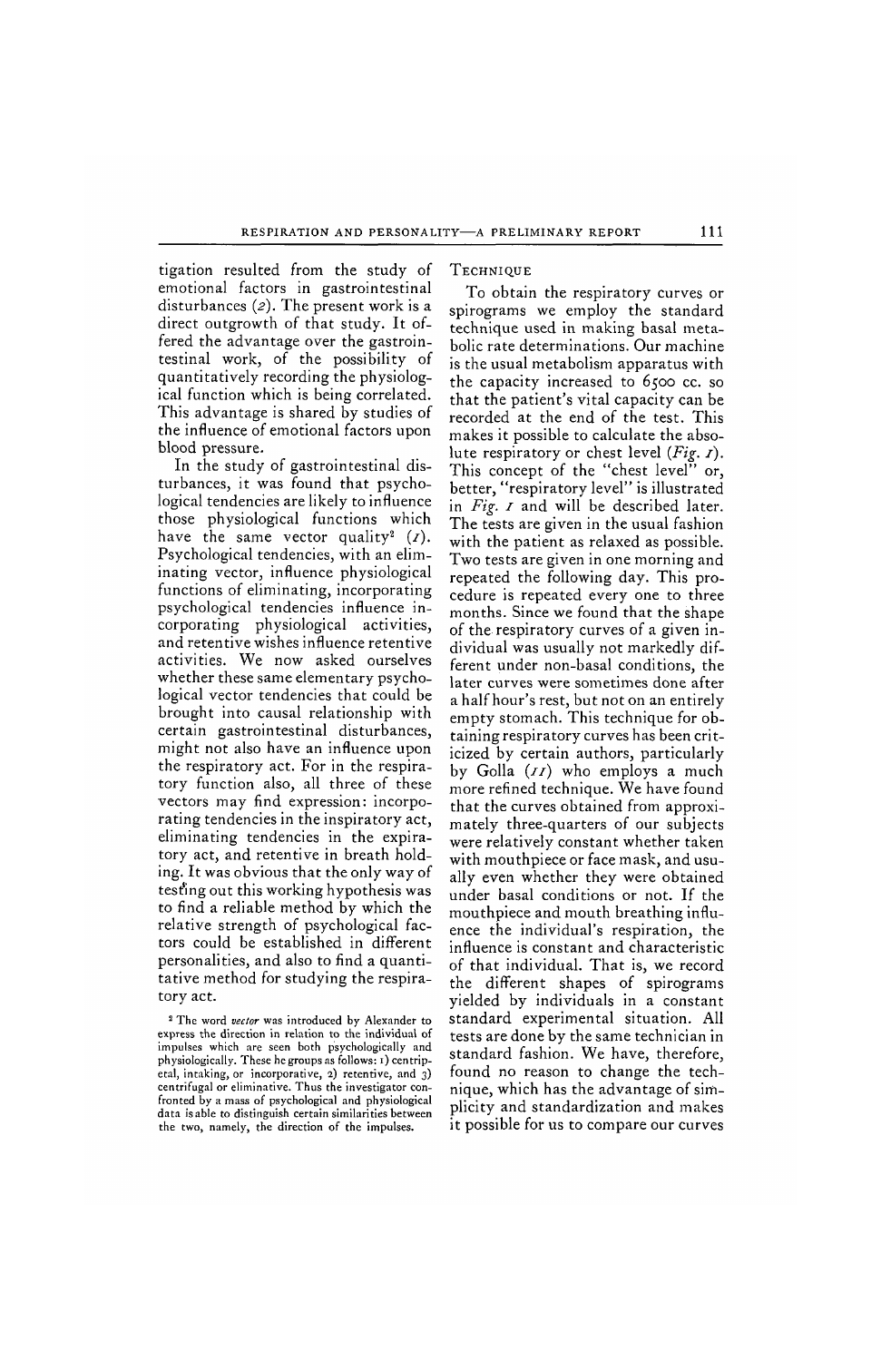tigation resulted from the study of emotional factors in gastrointestinal disturbances (*2*). The present work is a direct outgrowth of that study. It offered the advantage over the gastrointestinal work, of the possibility of quantitatively recording the physiological function which is being correlated. This advantage is shared by studies of the influence of emotional factors upon blood pressure.

In the study of gastrointestinal disturbances, it was found that psychological tendencies are likely to influence those physiological functions which have the same vector quality[2] (*1*). Psychological tendencies, with an eliminating vector, influence physiological functions of eliminating, incorporating psychological tendencies influence incorporating physiological activities, and retentive wishes influence retentive activities. We now asked ourselves whether these same elementary psychological vector tendencies that could be brought into causal relationship with certain gastrointestinal disturbances, might not also have an influence upon the respiratory act. For in the respiratory function also, all three of these vectors may find expression: incorporating tendencies in the inspiratory act, eliminating tendencies in the expiratory act, and retentive in breath holding. It was obvious that the only way of testing out this working hypothesis was to find a reliable method by which the relative strength of psychological factors could be established in different personalities, and also to find a quantitative method for studying the respiratory act.

[2] The word *vector* was introduced by Alexander to express the direction in relation to the individual of impulses which are seen both psychologically and physiologically. These he groups as follows: 1) centripetal, intaking, or incorporative, 2) retentive, and 3) centrifugal or eliminative. Thus the investigator confronted by a mass of psychological and physiological data is able to distinguish certain similarities between the two, namely, the direction of the impulses.

## Technique

To obtain the respiratory curves or spirograms we employ the standard technique used in making basal metabolic rate determinations. Our machine is the usual metabolism apparatus with the capacity increased to 6500 cc. so that the patient's vital capacity can be recorded at the end of the test. This makes it possible to calculate the absolute respiratory or chest level (*Fig. 1*). This concept of the "chest level" or, better, "respiratory level" is illustrated in *Fig. 1* and will be described later. The tests are given in the usual fashion with the patient as relaxed as possible. Two tests are given in one morning and repeated the following day. This procedure is repeated every one to three months. Since we found that the shape of the respiratory curves of a given individual was usually not markedly different under non-basal conditions, the later curves were sometimes done after a half hour's rest, but not on an entirely empty stomach. This technique for obtaining respiratory curves has been criticized by certain authors, particularly by Golla (*11*) who employs a much more refined technique. We have found that the curves obtained from approximately three-quarters of our subjects were relatively constant whether taken with mouthpiece or face mask, and usually even whether they were obtained under basal conditions or not. If the mouthpiece and mouth breathing influence the individual's respiration, the influence is constant and characteristic of that individual. That is, we record the different shapes of spirograms yielded by individuals in a constant standard experimental situation. All tests are done by the same technician in standard fashion. We have, therefore, found no reason to change the technique, which has the advantage of simplicity and standardization and makes it possible for us to compare our curves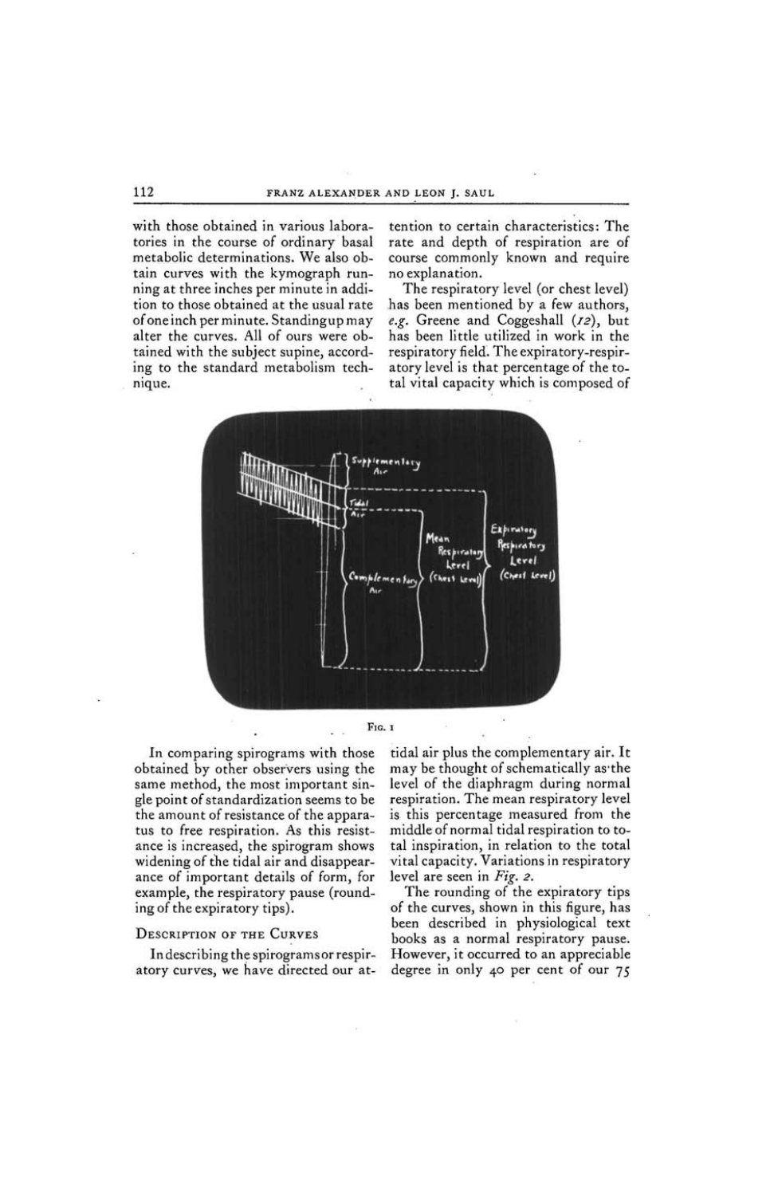with those obtained in various laboratories in the course of ordinary basal metabolic determinations. We also obtain curves with the kymograph running at three inches per minute in addition to those obtained at the usual rate of one inch per minute. Standing up may alter the curves. All of ours were obtained with the subject supine, according to the standard metabolism technique.

Fig. 1

In comparing spirograms with those obtained by other observers using the same method, the most important single point of standardization seems to be the amount of resistance of the apparatus to free respiration. As this resistance is increased, the spirogram shows widening of the tidal air and disappearance of important details of form, for example, the respiratory pause (rounding of the expiratory tips).

## Description of the Curves

In describing the spirograms or respiratory curves, we have directed our attention to certain characteristics: The rate and depth of respiration are of course commonly known and require no explanation.

The respiratory level (or chest level) has been mentioned by a few authors, *e.g.* Greene and Coggeshall (*12*), but has been little utilized in work in the respiratory field. The expiratory-respiratory level is that percentage of the total vital capacity which is composed of tidal air plus the complementary air. It may be thought of schematically as the level of the diaphragm during normal respiration. The mean respiratory level is this percentage measured from the middle of normal tidal respiration to total inspiration, in relation to the total vital capacity. Variations in respiratory level are seen in *Fig. 2*.

The rounding of the expiratory tips of the curves, shown in this figure, has been described in physiological text books as a normal respiratory pause. However, it occurred to an appreciable degree in only 40 per cent of our 75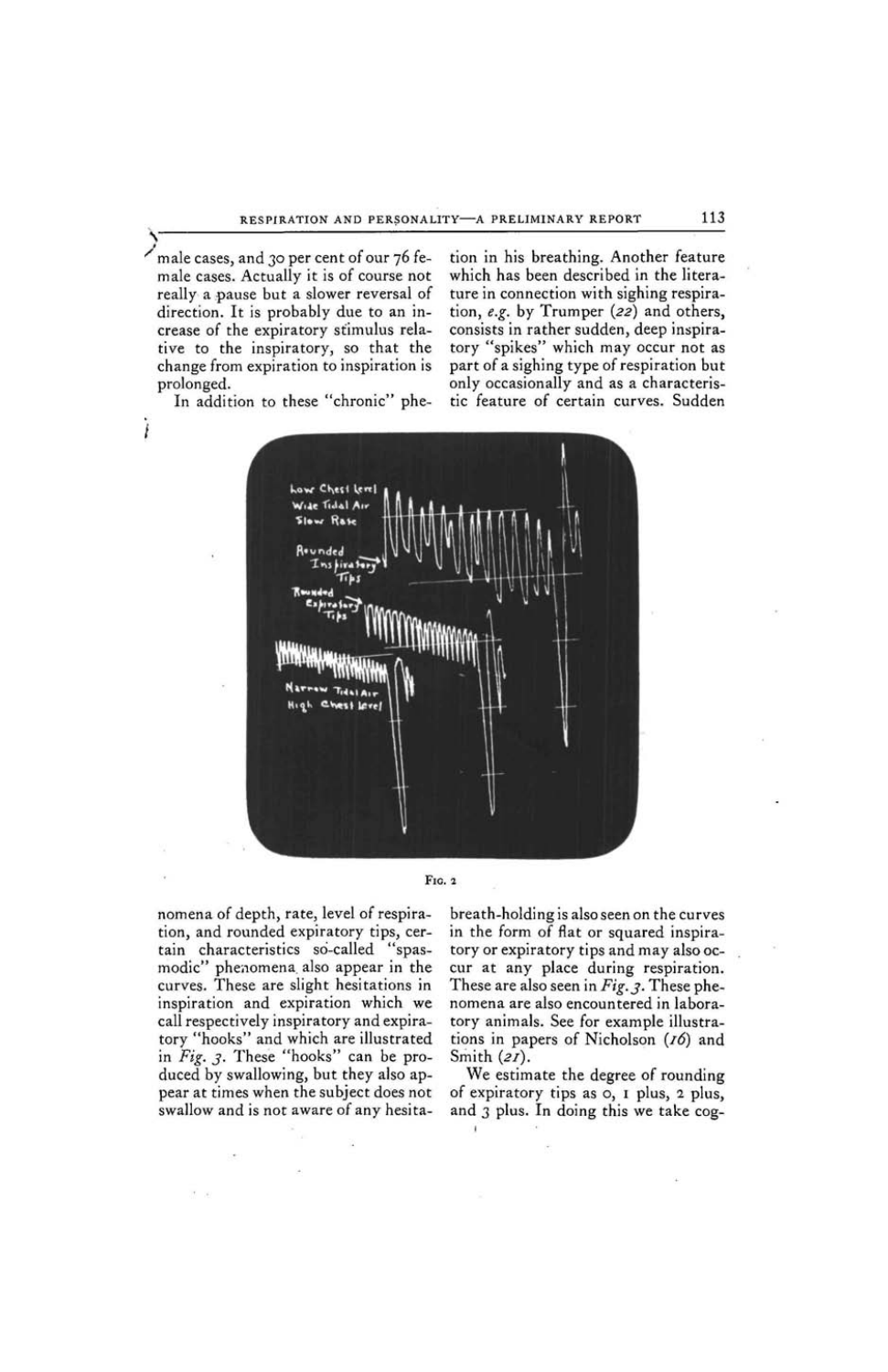male cases, and 30 per cent of our 76 female cases. Actually it is of course not really a pause but a slower reversal of direction. It is probably due to an increase of the expiratory stimulus relative to the inspiratory, so that the change from expiration to inspiration is prolonged.

In addition to these "chronic" phenomena of depth, rate, level of respiration, and rounded expiratory tips, certain characteristics so-called "spasmodic" phenomena also appear in the curves. These are slight hesitations in inspiration and expiration which we call respectively inspiratory and expiratory "hooks" and which are illustrated in *Fig. 3*. These "hooks" can be produced by swallowing, but they also appear at times when the subject does not swallow and is not aware of any hesitation in his breathing. Another feature which has been described in the literature in connection with sighing respiration, *e.g.* by Trumper (22) and others, consists in rather sudden, deep inspiratory "spikes" which may occur not as part of a sighing type of respiration but only occasionally and as a characteristic feature of certain curves. Sudden breath-holding is also seen on the curves in the form of flat or squared inspiratory or expiratory tips and may also occur at any place during respiration. These are also seen in *Fig. 3*. These phenomena are also encountered in laboratory animals. See for example illustrations in papers of Nicholson (16) and Smith (21).

FIG. 2

We estimate the degree of rounding of expiratory tips as 0, 1 plus, 2 plus, and 3 plus. In doing this we take cog-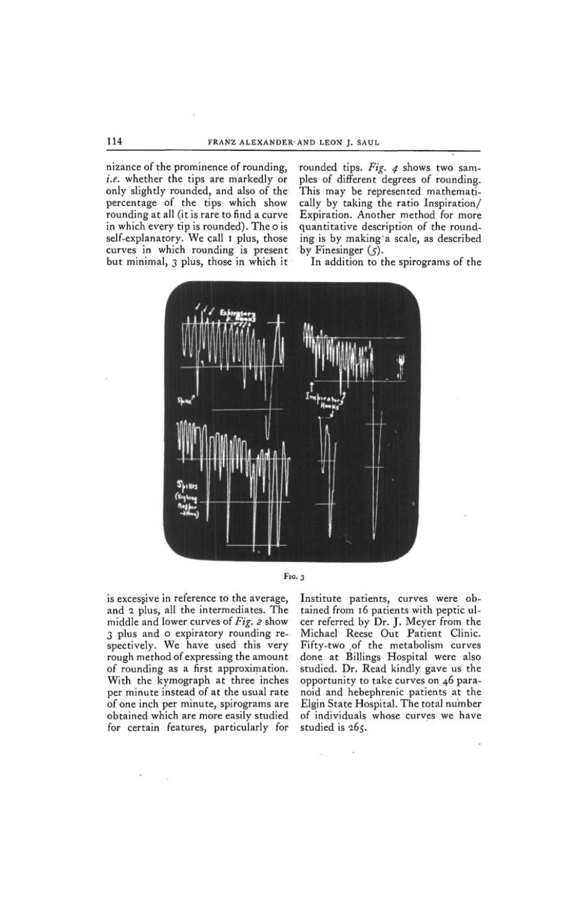nizance of the prominence of rounding, *i.e.* whether the tips are markedly or only slightly rounded, and also of the percentage of the tips which show rounding at all (it is rare to find a curve in which every tip is rounded). The 0 is self-explanatory. We call 1 plus, those curves in which rounding is present but minimal, 3 plus, those in which it is excessive in reference to the average, and 2 plus, all the intermediates. The middle and lower curves of *Fig. 2* show 3 plus and 0 expiratory rounding respectively. We have used this very rough method of expressing the amount of rounding as a first approximation. With the kymograph at three inches per minute instead of at the usual rate of one inch per minute, spirograms are obtained which are more easily studied for certain features, particularly for rounded tips. *Fig. 4* shows two samples of different degrees of rounding. This may be represented mathematically by taking the ratio Inspiration/Expiration. Another method for more quantitative description of the rounding is by making a scale, as described by Finesinger (5).

FIG. 3

In addition to the spirograms of the Institute patients, curves were obtained from 16 patients with peptic ulcer referred by Dr. J. Meyer from the Michael Reese Out Patient Clinic. Fifty-two of the metabolism curves done at Billings Hospital were also studied. Dr. Read kindly gave us the opportunity to take curves on 46 paranoid and hebephrenic patients at the Elgin State Hospital. The total number of individuals whose curves we have studied is 265.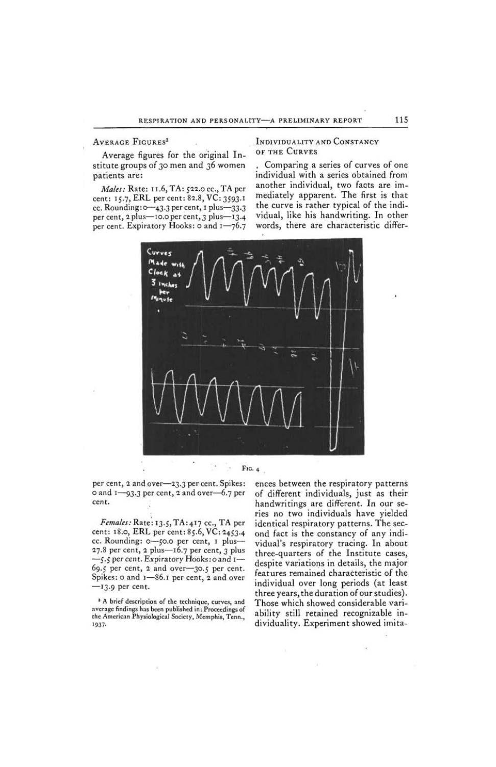## Average Figures[3]

Average figures for the original Institute groups of 30 men and 36 women patients are:

*Males:* Rate: 11.6, TA: 522.0 cc., TA per cent: 15.7, ERL per cent: 82.8, VC: 3593.1 cc. Rounding: 0—43.3 per cent, 1 plus—33.3 per cent, 2 plus—10.0 per cent, 3 plus—13.4 per cent. Expiratory Hooks: 0 and 1—76.7 per cent, 2 and over—23.3 per cent. Spikes: 0 and 1—93.3 per cent, 2 and over—6.7 per cent.

*Females:* Rate: 13.5, TA: 417 cc., TA per cent: 18.0, ERL per cent: 85.6, VC: 2453.4 cc. Rounding: 0—50.0 per cent, 1 plus—27.8 per cent, 2 plus—16.7 per cent, 3 plus—5.5 per cent. Expiratory Hooks: 0 and 1—69.5 per cent, 2 and over—30.5 per cent. Spikes: 0 and 1—86.1 per cent, 2 and over—13.9 per cent.

[3] A brief description of the technique, curves, and average findings has been published in: Proceedings of the American Physiological Society, Memphis, Tenn., 1937.

## Individuality and Constancy of the Curves

Comparing a series of curves of one individual with a series obtained from another individual, two facts are immediately apparent. The first is that the curve is rather typical of the individual, like his handwriting. In other words, there are characteristic differences between the respiratory patterns of different individuals, just as their handwritings are different. In our series no two individuals have yielded identical respiratory patterns. The second fact is the constancy of any individual's respiratory tracing. In about three-quarters of the Institute cases, despite variations in details, the major features remained characteristic of the individual over long periods (at least three years, the duration of our studies). Those which showed considerable variability still retained recognizable individuality. Experiment showed imita-

Fig. 4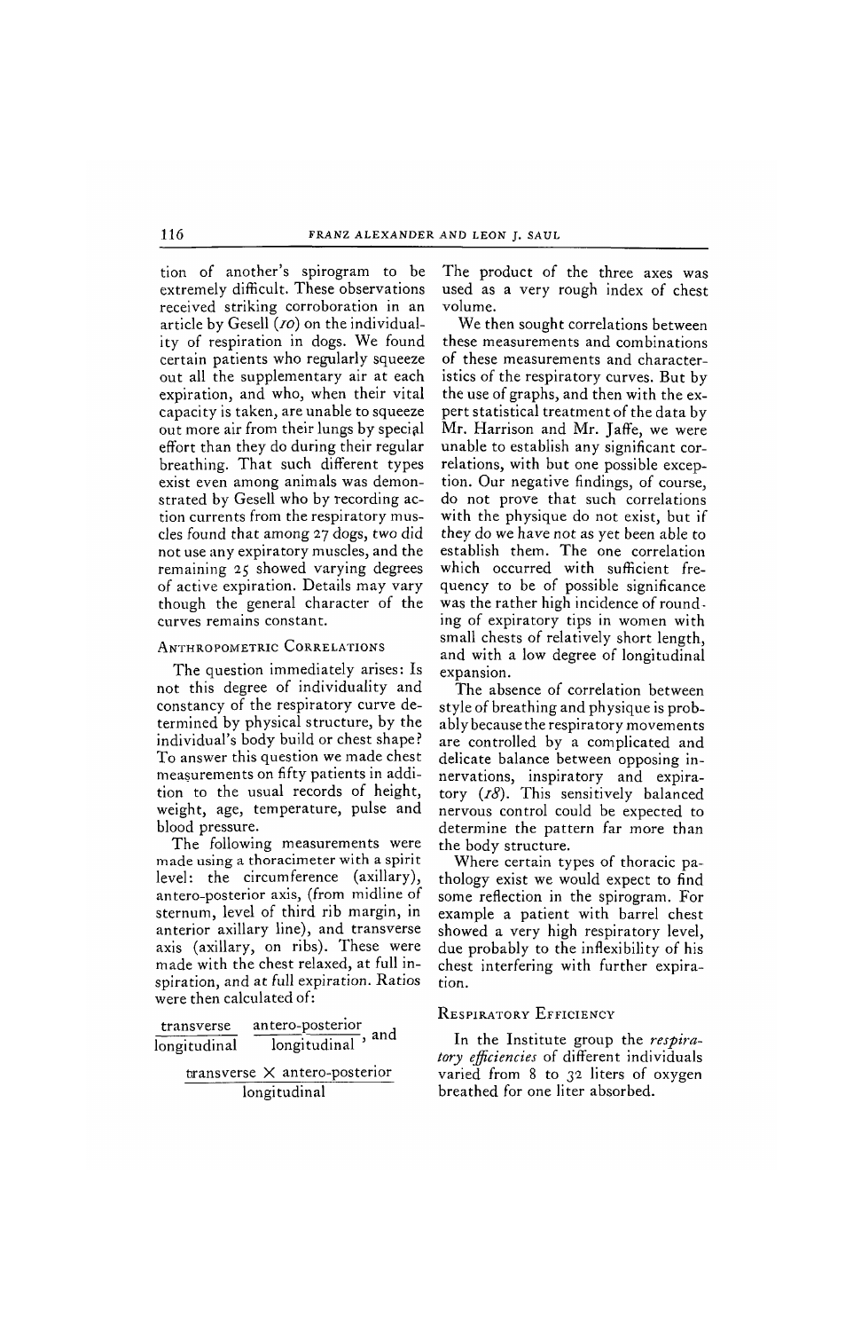tion of another's spirogram to be extremely difficult. These observations received striking corroboration in an article by Gesell (*10*) on the individuality of respiration in dogs. We found certain patients who regularly squeeze out all the supplementary air at each expiration, and who, when their vital capacity is taken, are unable to squeeze out more air from their lungs by special effort than they do during their regular breathing. That such different types exist even among animals was demonstrated by Gesell who by recording action currents from the respiratory muscles found that among 27 dogs, two did not use any expiratory muscles, and the remaining 25 showed varying degrees of active expiration. Details may vary though the general character of the curves remains constant.

## Anthropometric Correlations

The question immediately arises: Is not this degree of individuality and constancy of the respiratory curve determined by physical structure, by the individual's body build or chest shape? To answer this question we made chest measurements on fifty patients in addition to the usual records of height, weight, age, temperature, pulse and blood pressure.

The following measurements were made using a thoracimeter with a spirit level: the circumference (axillary), antero-posterior axis, (from midline of sternum, level of third rib margin, in anterior axillary line), and transverse axis (axillary, on ribs). These were made with the chest relaxed, at full inspiration, and at full expiration. Ratios were then calculated of:

$$\frac{\text{transverse}}{\text{longitudinal}}, \quad \frac{\text{antero-posterior}}{\text{longitudinal}}, \text{ and}$$

$$\frac{\text{transverse} \times \text{antero-posterior}}{\text{longitudinal}}$$

The product of the three axes was used as a very rough index of chest volume.

We then sought correlations between these measurements and combinations of these measurements and characteristics of the respiratory curves. But by the use of graphs, and then with the expert statistical treatment of the data by Mr. Harrison and Mr. Jaffe, we were unable to establish any significant correlations, with but one possible exception. Our negative findings, of course, do not prove that such correlations with the physique do not exist, but if they do we have not as yet been able to establish them. The one correlation which occurred with sufficient frequency to be of possible significance was the rather high incidence of rounding of expiratory tips in women with small chests of relatively short length, and with a low degree of longitudinal expansion.

The absence of correlation between style of breathing and physique is probably because the respiratory movements are controlled by a complicated and delicate balance between opposing innervations, inspiratory and expiratory (*18*). This sensitively balanced nervous control could be expected to determine the pattern far more than the body structure.

Where certain types of thoracic pathology exist we would expect to find some reflection in the spirogram. For example a patient with barrel chest showed a very high respiratory level, due probably to the inflexibility of his chest interfering with further expiration.

## Respiratory Efficiency

In the Institute group the *respiratory efficiencies* of different individuals varied from 8 to 32 liters of oxygen breathed for one liter absorbed.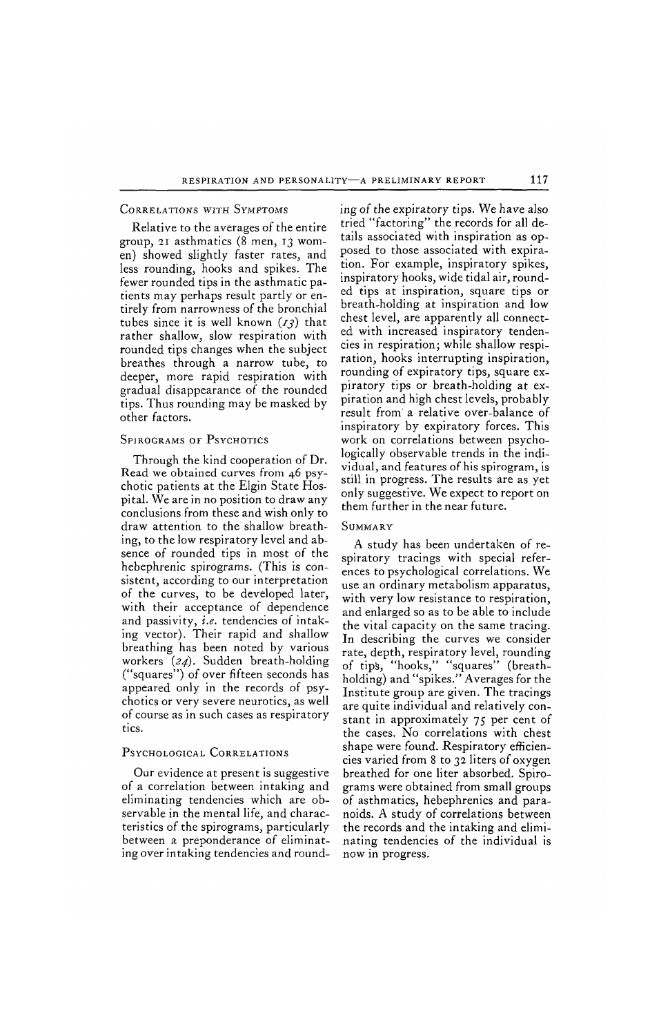## Correlations with Symptoms

Relative to the averages of the entire group, 21 asthmatics (8 men, 13 women) showed slightly faster rates, and less rounding, hooks and spikes. The fewer rounded tips in the asthmatic patients may perhaps result partly or entirely from narrowness of the bronchial tubes since it is well known (*13*) that rather shallow, slow respiration with rounded tips changes when the subject breathes through a narrow tube, to deeper, more rapid respiration with gradual disappearance of the rounded tips. Thus rounding may be masked by other factors.

## Spirograms of Psychotics

Through the kind cooperation of Dr. Read we obtained curves from 46 psychotic patients at the Elgin State Hospital. We are in no position to draw any conclusions from these and wish only to draw attention to the shallow breathing, to the low respiratory level and absence of rounded tips in most of the hebephrenic spirograms. (This is consistent, according to our interpretation of the curves, to be developed later, with their acceptance of dependence and passivity, *i.e.* tendencies of intaking vector). Their rapid and shallow breathing has been noted by various workers (*24*). Sudden breath-holding ("squares") of over fifteen seconds has appeared only in the records of psychotics or very severe neurotics, as well of course as in such cases as respiratory tics.

## Psychological Correlations

Our evidence at present is suggestive of a correlation between intaking and eliminating tendencies which are observable in the mental life, and characteristics of the spirograms, particularly between a preponderance of eliminating over intaking tendencies and rounding of the expiratory tips. We have also tried "factoring" the records for all details associated with inspiration as opposed to those associated with expiration. For example, inspiratory spikes, inspiratory hooks, wide tidal air, rounded tips at inspiration, square tips or breath-holding at inspiration and low chest level, are apparently all connected with increased inspiratory tendencies in respiration; while shallow respiration, hooks interrupting inspiration, rounding of expiratory tips, square expiratory tips or breath-holding at expiration and high chest levels, probably result from a relative over-balance of inspiratory by expiratory forces. This work on correlations between psychologically observable trends in the individual, and features of his spirogram, is still in progress. The results are as yet only suggestive. We expect to report on them further in the near future.

## Summary

A study has been undertaken of respiratory tracings with special references to psychological correlations. We use an ordinary metabolism apparatus, with very low resistance to respiration, and enlarged so as to be able to include the vital capacity on the same tracing. In describing the curves we consider rate, depth, respiratory level, rounding of tips, "hooks," "squares" (breath-holding) and "spikes." Averages for the Institute group are given. The tracings are quite individual and relatively constant in approximately 75 per cent of the cases. No correlations with chest shape were found. Respiratory efficiencies varied from 8 to 32 liters of oxygen breathed for one liter absorbed. Spirograms were obtained from small groups of asthmatics, hebephrenics and paranoids. A study of correlations between the records and the intaking and eliminating tendencies of the individual is now in progress.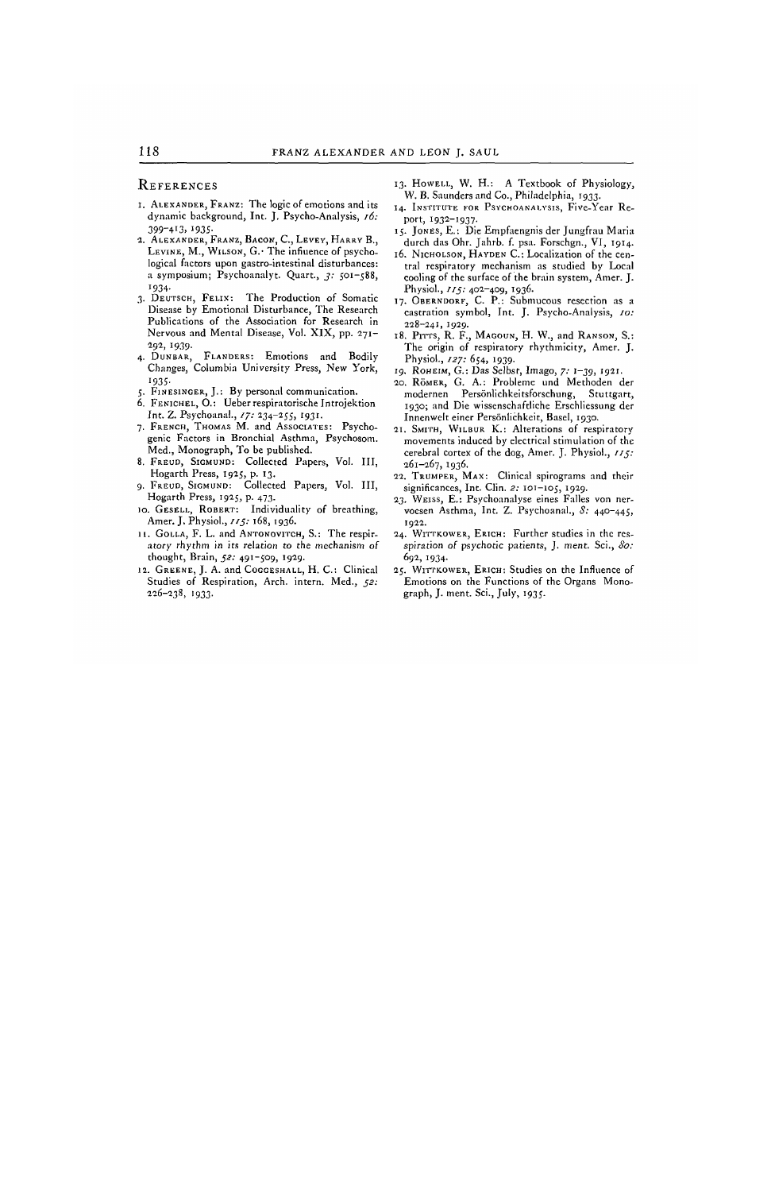## References

1. Alexander, Franz: The logic of emotions and its dynamic background, Int. J. Psycho-Analysis, *16:* 399–413, 1935.
2. Alexander, Franz, Bacon, C., Levey, Harry B., Levine, M., Wilson, G.: The influence of psychological factors upon gastro-intestinal disturbances: a symposium; Psychoanalyt. Quart., *3:* 501–588, 1934.
3. Deutsch, Felix: The Production of Somatic Disease by Emotional Disturbance, The Research Publications of the Association for Research in Nervous and Mental Disease, Vol. XIX, pp. 271–292, 1939.
4. Dunbar, Flanders: Emotions and Bodily Changes, Columbia University Press, New York, 1935.
5. Finesinger, J.: By personal communication.
6. Fenichel, O.: Ueber respiratorische Introjektion Int. Z. Psychoanal., *17:* 234–255, 1931.
7. French, Thomas M. and Associates: Psychogenic Factors in Bronchial Asthma, Psychosom. Med., Monograph, To be published.
8. Freud, Sigmund: Collected Papers, Vol. III, Hogarth Press, 1925, p. 13.
9. Freud, Sigmund: Collected Papers, Vol. III, Hogarth Press, 1925, p. 473.
10. Gesell, Robert: Individuality of breathing, Amer. J. Physiol., *115:* 168, 1936.
11. Golla, F. L. and Antonovitch, S.: The respiratory rhythm in its relation to the mechanism of thought, Brain, *52:* 491–509, 1929.
12. Greene, J. A. and Coggeshall, H. C.: Clinical Studies of Respiration, Arch. intern. Med., *52:* 226–238, 1933.
13. Howell, W. H.: A Textbook of Physiology, W. B. Saunders and Co., Philadelphia, 1933.
14. Institute for Psychoanalysis, Five-Year Report, 1932–1937.
15. Jones, E.: Die Empfaengnis der Jungfrau Maria durch das Ohr. Jahrb. f. psa. Forschgn., VI, 1914.
16. Nicholson, Hayden C.: Localization of the central respiratory mechanism as studied by Local cooling of the surface of the brain system, Amer. J. Physiol., *115:* 402–409, 1936.
17. Oberndorf, C. P.: Submucous resection as a castration symbol, Int. J. Psycho-Analysis, *10:* 228–241, 1929.
18. Pitts, R. F., Magoun, H. W., and Ranson, S.: The origin of respiratory rhythmicity, Amer. J. Physiol., *127:* 654, 1939.
19. Roheim, G.: Das Selbst, Imago, *7:* 1–39, 1921.
20. Römer, G. A.: Probleme und Methoden der modernen Persönlichkeitsforschung, Stuttgart, 1930; and Die wissenschaftliche Erschliessung der Innenwelt einer Persönlichkeit, Basel, 1930.
21. Smith, Wilbur K.: Alterations of respiratory movements induced by electrical stimulation of the cerebral cortex of the dog, Amer. J. Physiol., *115:* 261–267, 1936.
22. Trumper, Max: Clinical spirograms and their significances, Int. Clin. *2:* 101–105, 1929.
23. Weiss, E.: Psychoanalyse eines Falles von nervoesen Asthma, Int. Z. Psychoanal., *8:* 440–445, 1922.
24. Wittkower, Erich: Further studies in the respiration of psychotic patients, J. ment. Sci., *80:* 692, 1934.
25. Wittkower, Erich: Studies on the Influence of Emotions on the Functions of the Organs Monograph, J. ment. Sci., July, 1935.